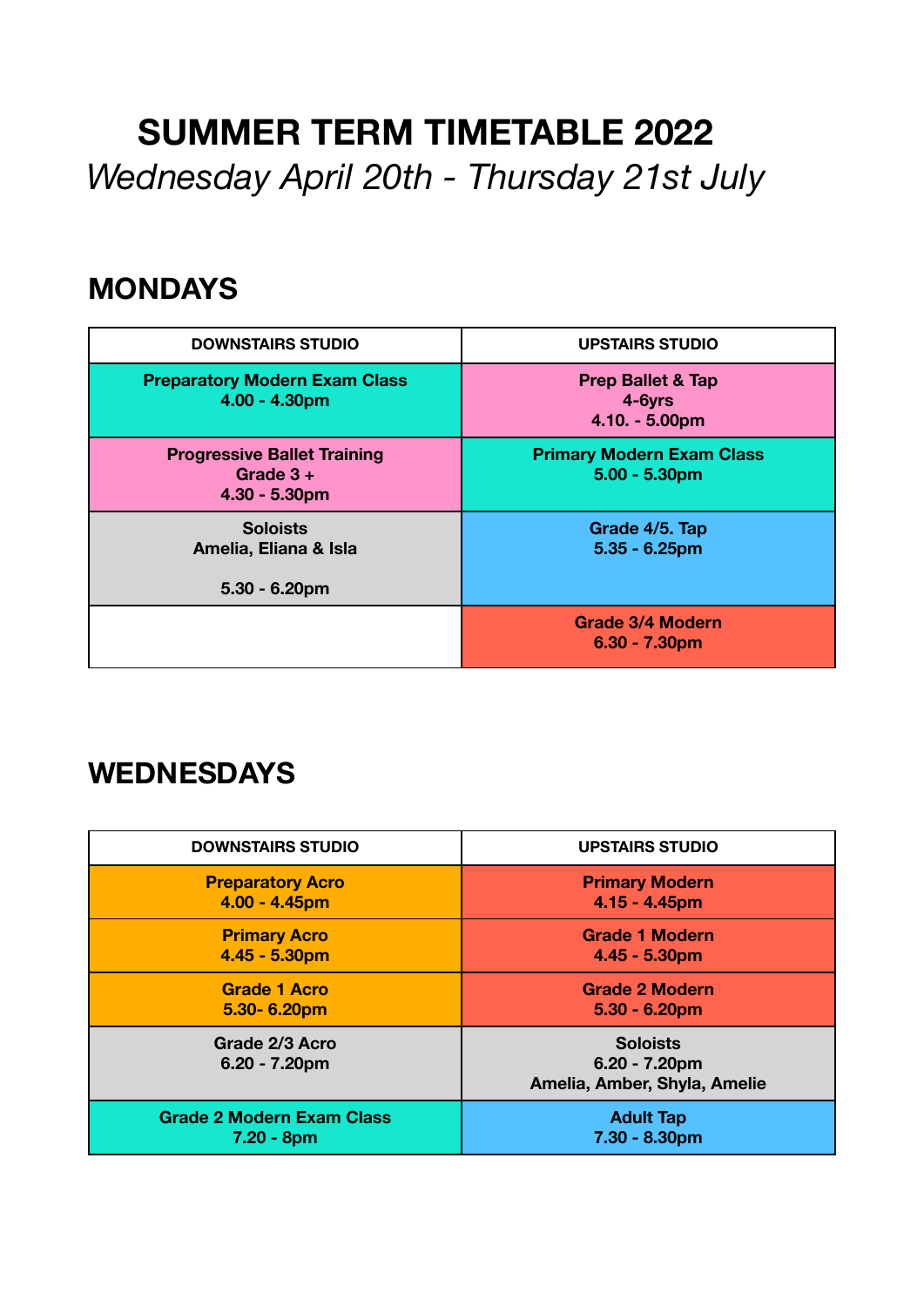# SUMMER TERM TIMETABLE 2022

*Wednesday April 20th - Thursday 21st July*

## MONDAYS

| DOWNSTAIRS STUDIO | UPSTAIRS STUDIO |
|---|---|
| **Preparatory Modern Exam Class**<br>**4.00 - 4.30pm** | **Prep Ballet & Tap**<br>**4-6yrs**<br>**4.10. - 5.00pm** |
| **Progressive Ballet Training**<br>**Grade 3 +**<br>**4.30 - 5.30pm** | **Primary Modern Exam Class**<br>**5.00 - 5.30pm** |
| **Soloists**<br>**Amelia, Eliana & Isla**<br><br>**5.30 - 6.20pm** | **Grade 4/5. Tap**<br>**5.35 - 6.25pm** |
| | **Grade 3/4 Modern**<br>**6.30 - 7.30pm** |

## WEDNESDAYS

| DOWNSTAIRS STUDIO | UPSTAIRS STUDIO |
|---|---|
| **Preparatory Acro**<br>**4.00 - 4.45pm** | **Primary Modern**<br>**4.15 - 4.45pm** |
| **Primary Acro**<br>**4.45 - 5.30pm** | **Grade 1 Modern**<br>**4.45 - 5.30pm** |
| **Grade 1 Acro**<br>**5.30- 6.20pm** | **Grade 2 Modern**<br>**5.30 - 6.20pm** |
| **Grade 2/3 Acro**<br>**6.20 - 7.20pm** | **Soloists**<br>**6.20 - 7.20pm**<br>**Amelia, Amber, Shyla, Amelie** |
| **Grade 2 Modern Exam Class**<br>**7.20 - 8pm** | **Adult Tap**<br>**7.30 - 8.30pm** |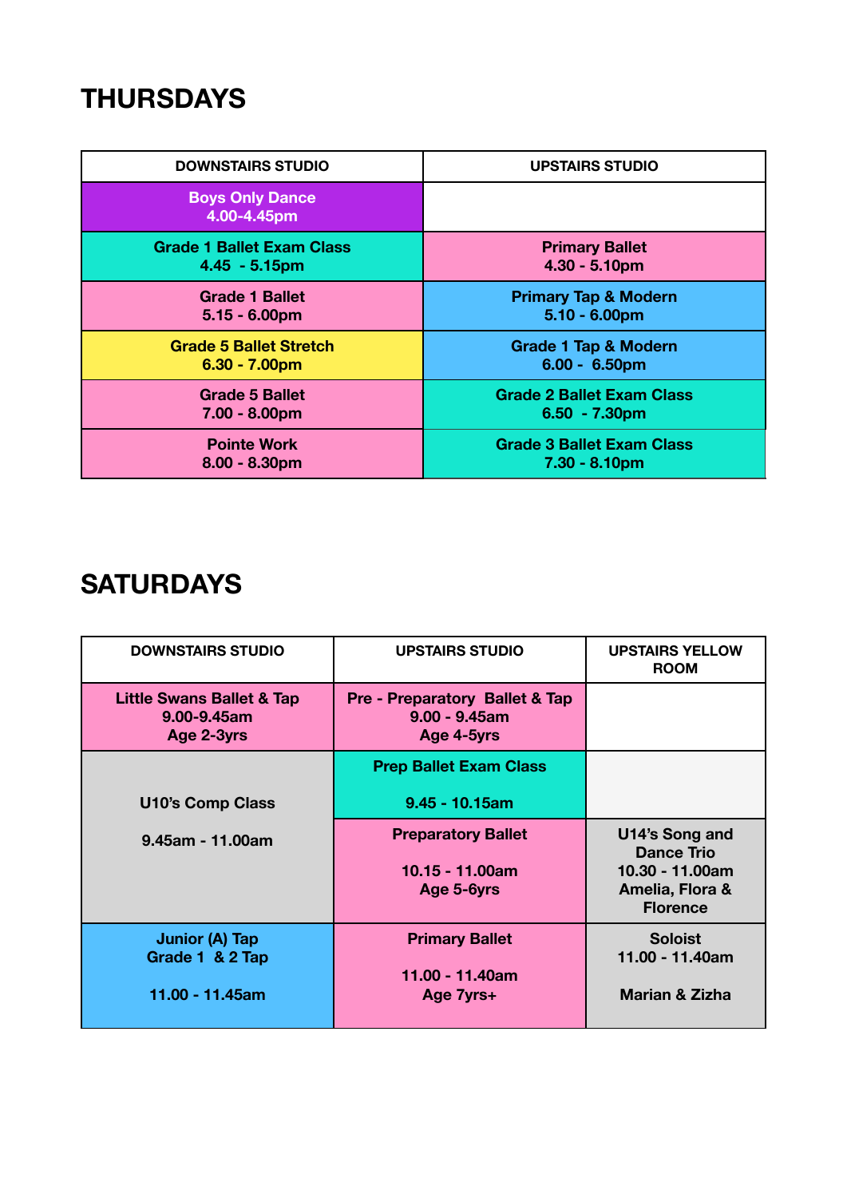# THURSDAYS

| DOWNSTAIRS STUDIO | UPSTAIRS STUDIO |
|---|---|
| Boys Only Dance 4.00-4.45pm | |
| Grade 1 Ballet Exam Class 4.45 - 5.15pm | Primary Ballet 4.30 - 5.10pm |
| Grade 1 Ballet 5.15 - 6.00pm | Primary Tap & Modern 5.10 - 6.00pm |
| Grade 5 Ballet Stretch 6.30 - 7.00pm | Grade 1 Tap & Modern 6.00 - 6.50pm |
| Grade 5 Ballet 7.00 - 8.00pm | Grade 2 Ballet Exam Class 6.50 - 7.30pm |
| Pointe Work 8.00 - 8.30pm | Grade 3 Ballet Exam Class 7.30 - 8.10pm |

# SATURDAYS

| DOWNSTAIRS STUDIO | UPSTAIRS STUDIO | UPSTAIRS YELLOW ROOM |
|---|---|---|
| Little Swans Ballet & Tap 9.00-9.45am Age 2-3yrs | Pre - Preparatory Ballet & Tap 9.00 - 9.45am Age 4-5yrs | |
| U10's Comp Class 9.45am - 11.00am | Prep Ballet Exam Class 9.45 - 10.15am | |
| | Preparatory Ballet 10.15 - 11.00am Age 5-6yrs | U14's Song and Dance Trio 10.30 - 11.00am Amelia, Flora & Florence |
| Junior (A) Tap Grade 1 & 2 Tap 11.00 - 11.45am | Primary Ballet 11.00 - 11.40am Age 7yrs+ | Soloist 11.00 - 11.40am Marian & Zizha |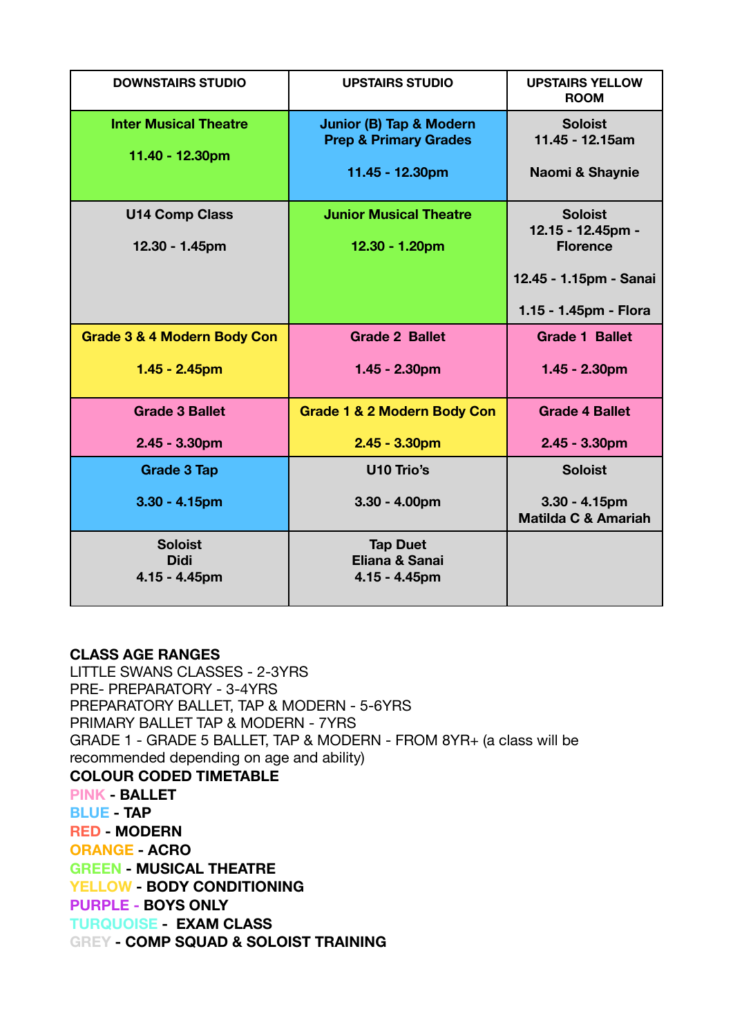| DOWNSTAIRS STUDIO | UPSTAIRS STUDIO | UPSTAIRS YELLOW ROOM |
|---|---|---|
| **Inter Musical Theatre**<br><br>**11.40 - 12.30pm** | **Junior (B) Tap & Modern Prep & Primary Grades**<br><br>**11.45 - 12.30pm** | **Soloist**<br>**11.45 - 12.15am**<br><br>**Naomi & Shaynie** |
| **U14 Comp Class**<br><br>**12.30 - 1.45pm** | **Junior Musical Theatre**<br><br>**12.30 - 1.20pm** | **Soloist**<br>**12.15 - 12.45pm - Florence**<br><br>**12.45 - 1.15pm - Sanai**<br><br>**1.15 - 1.45pm - Flora** |
| **Grade 3 & 4 Modern Body Con**<br><br>**1.45 - 2.45pm** | **Grade 2 Ballet**<br><br>**1.45 - 2.30pm** | **Grade 1 Ballet**<br><br>**1.45 - 2.30pm** |
| **Grade 3 Ballet**<br><br>**2.45 - 3.30pm** | **Grade 1 & 2 Modern Body Con**<br><br>**2.45 - 3.30pm** | **Grade 4 Ballet**<br><br>**2.45 - 3.30pm** |
| **Grade 3 Tap**<br><br>**3.30 - 4.15pm** | **U10 Trio's**<br><br>**3.30 - 4.00pm** | **Soloist**<br><br>**3.30 - 4.15pm**<br>**Matilda C & Amariah** |
| **Soloist**<br>**Didi**<br>**4.15 - 4.45pm** | **Tap Duet**<br>**Eliana & Sanai**<br>**4.15 - 4.45pm** | |

**CLASS AGE RANGES**

LITTLE SWANS CLASSES - 2-3YRS
PRE- PREPARATORY - 3-4YRS
PREPARATORY BALLET, TAP & MODERN - 5-6YRS
PRIMARY BALLET TAP & MODERN - 7YRS
GRADE 1 - GRADE 5 BALLET, TAP & MODERN - FROM 8YR+ (a class will be recommended depending on age and ability)

**COLOUR CODED TIMETABLE**

**PINK - BALLET**
**BLUE - TAP**
**RED - MODERN**
**ORANGE - ACRO**
**GREEN - MUSICAL THEATRE**
**YELLOW - BODY CONDITIONING**
**PURPLE - BOYS ONLY**
**TURQUOISE - EXAM CLASS**
**GREY - COMP SQUAD & SOLOIST TRAINING**